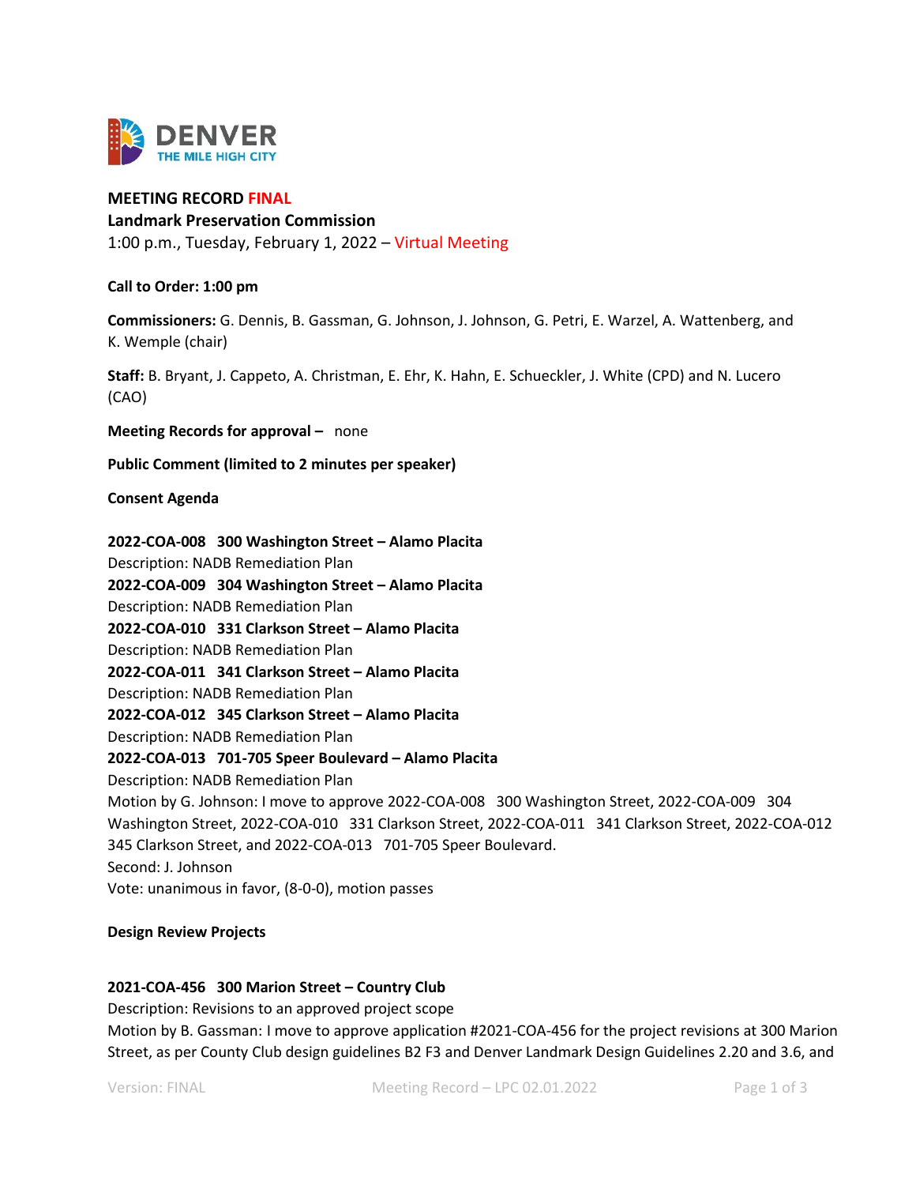DENVER
THE MILE HIGH CITY

**MEETING RECORD FINAL**
**Landmark Preservation Commission**
1:00 p.m., Tuesday, February 1, 2022 – Virtual Meeting

**Call to Order: 1:00 pm**

**Commissioners:** G. Dennis, B. Gassman, G. Johnson, J. Johnson, G. Petri, E. Warzel, A. Wattenberg, and K. Wemple (chair)

**Staff:** B. Bryant, J. Cappeto, A. Christman, E. Ehr, K. Hahn, E. Schueckler, J. White (CPD) and N. Lucero (CAO)

**Meeting Records for approval –** none

**Public Comment (limited to 2 minutes per speaker)**

**Consent Agenda**

**2022-COA-008 300 Washington Street – Alamo Placita**
Description: NADB Remediation Plan
**2022-COA-009 304 Washington Street – Alamo Placita**
Description: NADB Remediation Plan
**2022-COA-010 331 Clarkson Street – Alamo Placita**
Description: NADB Remediation Plan
**2022-COA-011 341 Clarkson Street – Alamo Placita**
Description: NADB Remediation Plan
**2022-COA-012 345 Clarkson Street – Alamo Placita**
Description: NADB Remediation Plan
**2022-COA-013 701-705 Speer Boulevard – Alamo Placita**
Description: NADB Remediation Plan
Motion by G. Johnson: I move to approve 2022-COA-008 300 Washington Street, 2022-COA-009 304 Washington Street, 2022-COA-010 331 Clarkson Street, 2022-COA-011 341 Clarkson Street, 2022-COA-012 345 Clarkson Street, and 2022-COA-013 701-705 Speer Boulevard.
Second: J. Johnson
Vote: unanimous in favor, (8-0-0), motion passes

**Design Review Projects**

**2021-COA-456 300 Marion Street – Country Club**
Description: Revisions to an approved project scope
Motion by B. Gassman: I move to approve application #2021-COA-456 for the project revisions at 300 Marion Street, as per County Club design guidelines B2 F3 and Denver Landmark Design Guidelines 2.20 and 3.6, and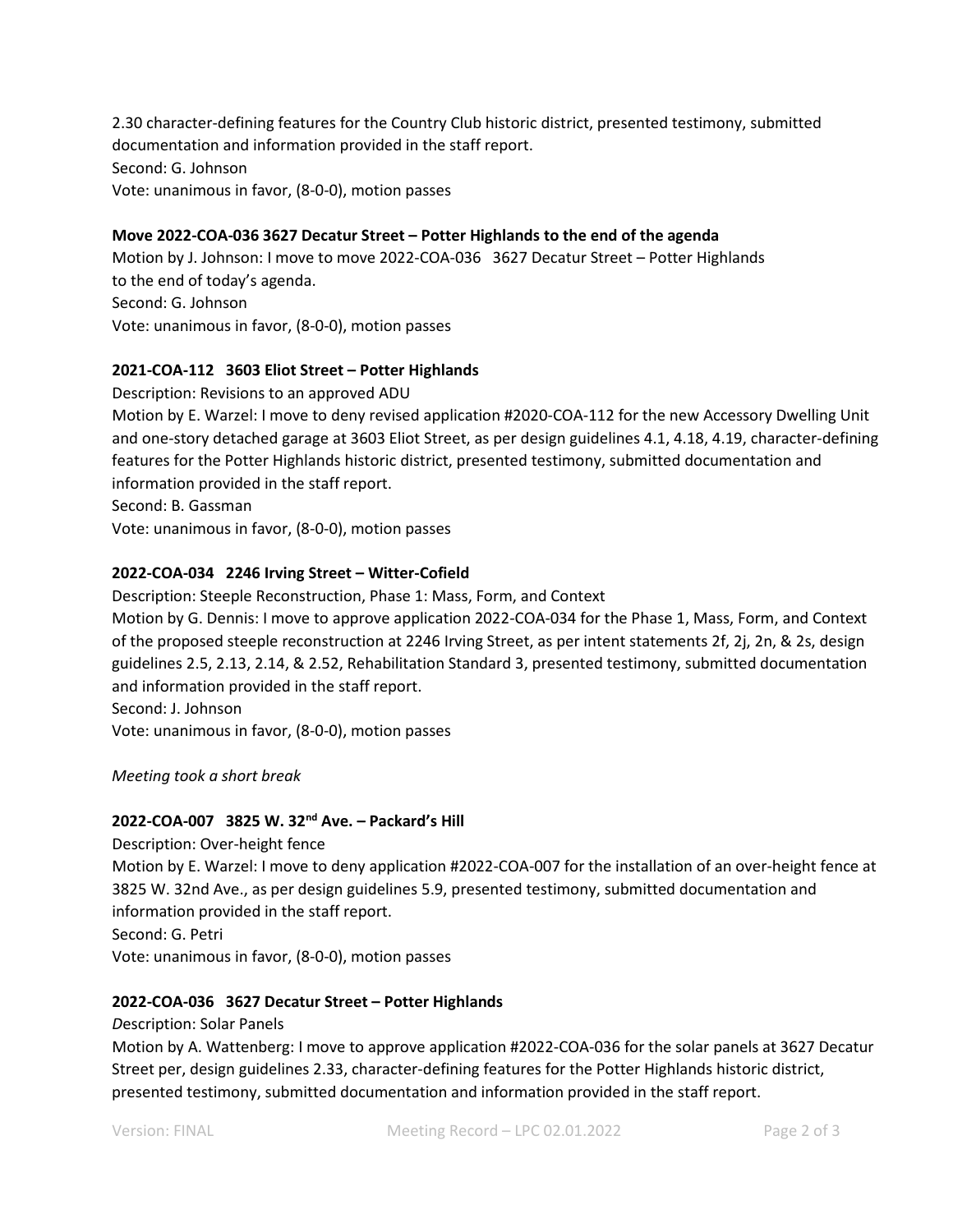2.30 character-defining features for the Country Club historic district, presented testimony, submitted documentation and information provided in the staff report.
Second: G. Johnson
Vote: unanimous in favor, (8-0-0), motion passes

**Move 2022-COA-036 3627 Decatur Street – Potter Highlands to the end of the agenda**
Motion by J. Johnson: I move to move 2022-COA-036 3627 Decatur Street – Potter Highlands to the end of today's agenda.
Second: G. Johnson
Vote: unanimous in favor, (8-0-0), motion passes

**2021-COA-112 3603 Eliot Street – Potter Highlands**
Description: Revisions to an approved ADU
Motion by E. Warzel: I move to deny revised application #2020-COA-112 for the new Accessory Dwelling Unit and one-story detached garage at 3603 Eliot Street, as per design guidelines 4.1, 4.18, 4.19, character-defining features for the Potter Highlands historic district, presented testimony, submitted documentation and information provided in the staff report.
Second: B. Gassman
Vote: unanimous in favor, (8-0-0), motion passes

**2022-COA-034 2246 Irving Street – Witter-Cofield**
Description: Steeple Reconstruction, Phase 1: Mass, Form, and Context
Motion by G. Dennis: I move to approve application 2022-COA-034 for the Phase 1, Mass, Form, and Context of the proposed steeple reconstruction at 2246 Irving Street, as per intent statements 2f, 2j, 2n, & 2s, design guidelines 2.5, 2.13, 2.14, & 2.52, Rehabilitation Standard 3, presented testimony, submitted documentation and information provided in the staff report.
Second: J. Johnson
Vote: unanimous in favor, (8-0-0), motion passes

*Meeting took a short break*

**2022-COA-007 3825 W. 32nd Ave. – Packard's Hill**
Description: Over-height fence
Motion by E. Warzel: I move to deny application #2022-COA-007 for the installation of an over-height fence at 3825 W. 32nd Ave., as per design guidelines 5.9, presented testimony, submitted documentation and information provided in the staff report.
Second: G. Petri
Vote: unanimous in favor, (8-0-0), motion passes

**2022-COA-036 3627 Decatur Street – Potter Highlands**
*D*escription: Solar Panels
Motion by A. Wattenberg: I move to approve application #2022-COA-036 for the solar panels at 3627 Decatur Street per, design guidelines 2.33, character-defining features for the Potter Highlands historic district, presented testimony, submitted documentation and information provided in the staff report.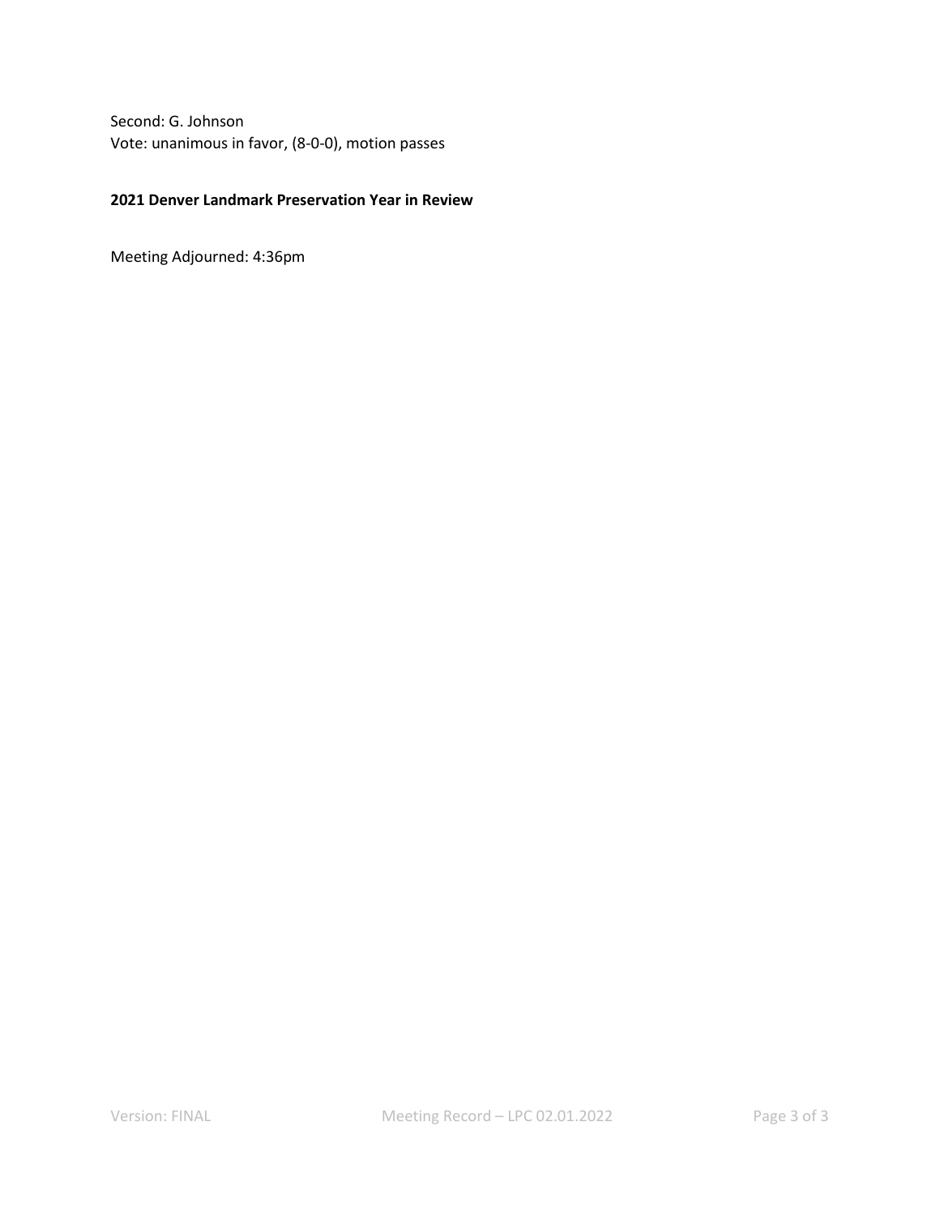Second: G. Johnson
Vote: unanimous in favor, (8-0-0), motion passes

**2021 Denver Landmark Preservation Year in Review**

Meeting Adjourned: 4:36pm